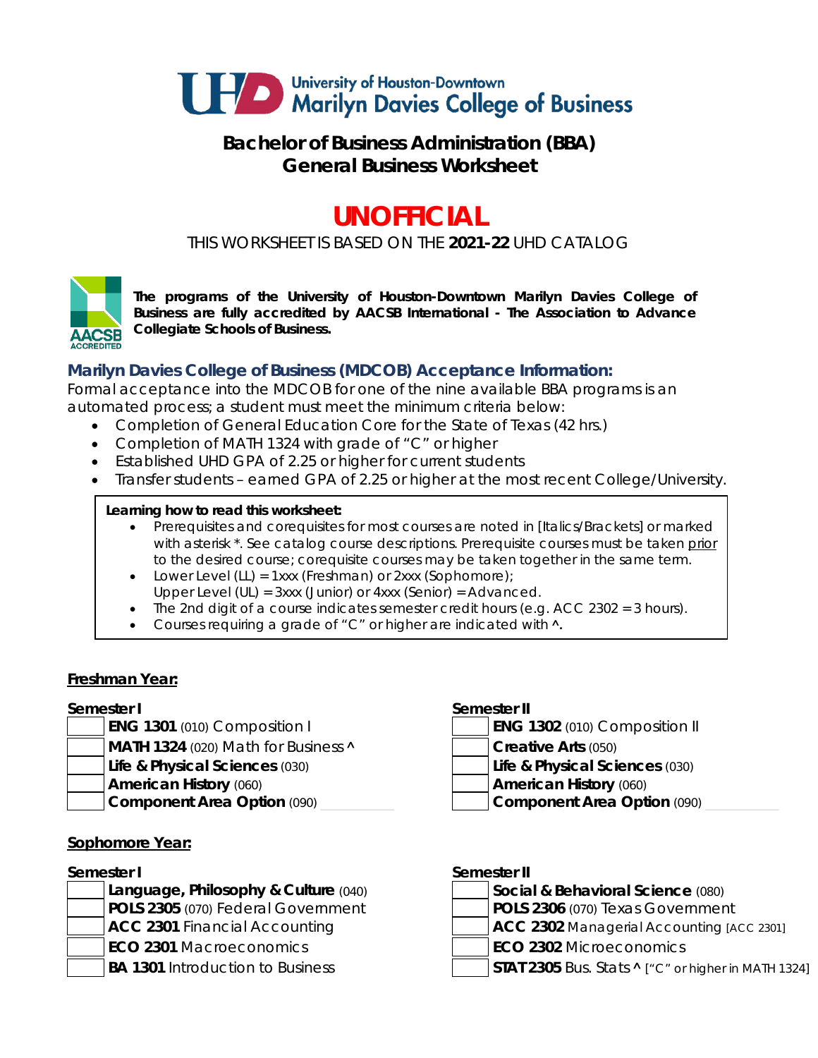University of Houston-Downtown
Marilyn Davies College of Business

# Bachelor of Business Administration (BBA)
# General Business Worksheet

## UNOFFICIAL

THIS WORKSHEET IS BASED ON THE **2021-22** UHD CATALOG

**The programs of the University of Houston-Downtown Marilyn Davies College of Business are fully accredited by AACSB International - The Association to Advance Collegiate Schools of Business.**

### Marilyn Davies College of Business (MDCOB) Acceptance Information:

Formal acceptance into the MDCOB for one of the nine available BBA programs is an automated process; a student must meet the minimum criteria below:

- Completion of General Education Core for the State of Texas (42 hrs.)
- Completion of MATH 1324 with grade of "C" or higher
- Established UHD GPA of 2.25 or higher for current students
- Transfer students – earned GPA of 2.25 or higher at the most recent College/University.

**Learning how to read this worksheet:**

- Prerequisites and corequisites for most courses are noted in [Italics/Brackets] or marked with asterisk *. See catalog course descriptions. Prerequisite courses must be taken prior to the desired course; corequisite courses may be taken together in the same term.
- Lower Level (LL) = 1xxx (Freshman) or 2xxx (Sophomore);
  Upper Level (UL) = 3xxx (Junior) or 4xxx (Senior) = Advanced.
- The 2nd digit of a course indicates semester credit hours (e.g. ACC 2302 = 3 hours).
- Courses requiring a grade of "C" or higher are indicated with **^**.

### Freshman Year:

**Semester I**

| | |
|---|---|
| | **ENG 1301** (010) Composition I |
| | **MATH 1324** (020) Math for Business ^ |
| | **Life & Physical Sciences** (030) |
| | **American History** (060) |
| | **Component Area Option** (090) ________ |

**Semester II**

| | |
|---|---|
| | **ENG 1302** (010) Composition II |
| | **Creative Arts** (050) |
| | **Life & Physical Sciences** (030) |
| | **American History** (060) |
| | **Component Area Option** (090) ________ |

### Sophomore Year:

**Semester I**

| | |
|---|---|
| | **Language, Philosophy & Culture** (040) |
| | **POLS 2305** (070) Federal Government |
| | **ACC 2301** Financial Accounting |
| | **ECO 2301** Macroeconomics |
| | **BA 1301** Introduction to Business |

**Semester II**

| | |
|---|---|
| | **Social & Behavioral Science** (080) |
| | **POLS 2306** (070) Texas Government |
| | **ACC 2302** Managerial Accounting [ACC 2301] |
| | **ECO 2302** Microeconomics |
| | **STAT 2305** Bus. Stats ^ ["C" or higher in MATH 1324] |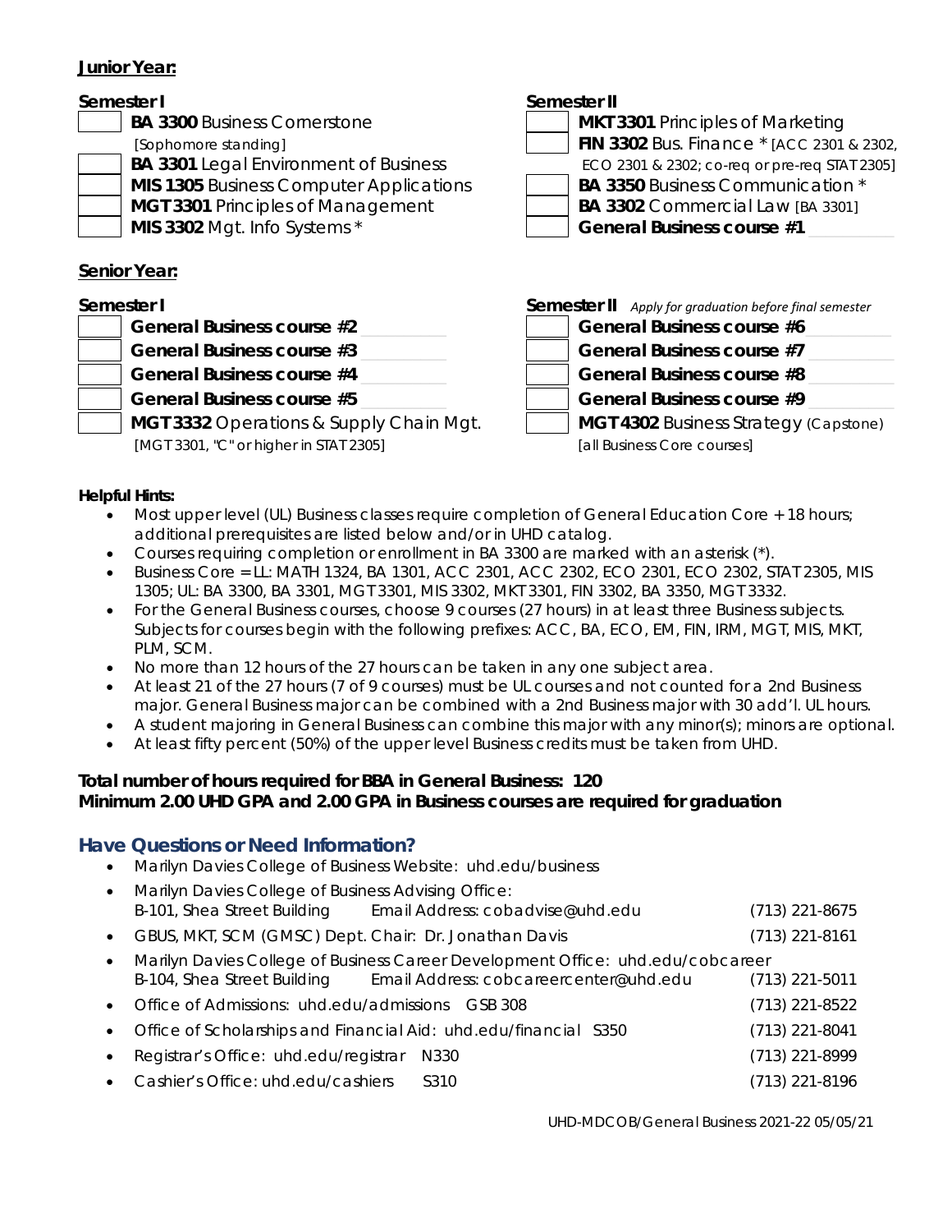**Junior Year:**

**Semester I**

- **BA 3300** Business Cornerstone [Sophomore standing]
- **BA 3301** Legal Environment of Business
- **MIS 1305** Business Computer Applications
- **MGT 3301** Principles of Management
- **MIS 3302** Mgt. Info Systems *

**Semester II**

- **MKT 3301** Principles of Marketing
- **FIN 3302** Bus. Finance * [ACC 2301 & 2302, ECO 2301 & 2302; co-req or pre-req STAT 2305]
- **BA 3350** Business Communication *
- **BA 3302** Commercial Law [BA 3301]
- **General Business course #1**

**Senior Year:**

**Semester I**

- **General Business course #2**
- **General Business course #3**
- **General Business course #4**
- **General Business course #5**
- **MGT 3332** Operations & Supply Chain Mgt. [MGT 3301, "C" or higher in STAT 2305]

**Semester II** *Apply for graduation before final semester*

- **General Business course #6**
- **General Business course #7**
- **General Business course #8**
- **General Business course #9**
- **MGT 4302** Business Strategy (Capstone) [all Business Core courses]

**Helpful Hints:**

- Most upper level (UL) Business classes require completion of General Education Core + 18 hours; additional prerequisites are listed below and/or in UHD catalog.
- Courses requiring completion or enrollment in BA 3300 are marked with an asterisk (*).
- Business Core = LL: MATH 1324, BA 1301, ACC 2301, ACC 2302, ECO 2301, ECO 2302, STAT 2305, MIS 1305; UL: BA 3300, BA 3301, MGT 3301, MIS 3302, MKT 3301, FIN 3302, BA 3350, MGT 3332.
- For the General Business courses, choose 9 courses (27 hours) in at least three Business subjects. Subjects for courses begin with the following prefixes: ACC, BA, ECO, EM, FIN, IRM, MGT, MIS, MKT, PLM, SCM.
- No more than 12 hours of the 27 hours can be taken in any one subject area.
- At least 21 of the 27 hours (7 of 9 courses) must be UL courses and not counted for a 2nd Business major. General Business major can be combined with a 2nd Business major with 30 add'l. UL hours.
- A student majoring in General Business can combine this major with any minor(s); minors are optional.
- At least fifty percent (50%) of the upper level Business credits must be taken from UHD.

**Total number of hours required for BBA in General Business: 120**
**Minimum 2.00 UHD GPA and 2.00 GPA in Business courses are required for graduation**

## Have Questions or Need Information?

- Marilyn Davies College of Business Website: uhd.edu/business
- Marilyn Davies College of Business Advising Office: B-101, Shea Street Building Email Address: cobadvise@uhd.edu (713) 221-8675
- GBUS, MKT, SCM (GMSC) Dept. Chair: Dr. Jonathan Davis (713) 221-8161
- Marilyn Davies College of Business Career Development Office: uhd.edu/cobcareer B-104, Shea Street Building Email Address: cobcareercenter@uhd.edu (713) 221-5011
- Office of Admissions: uhd.edu/admissions GSB 308 (713) 221-8522
- Office of Scholarships and Financial Aid: uhd.edu/financial S350 (713) 221-8041
- Registrar's Office: uhd.edu/registrar N330 (713) 221-8999
- Cashier's Office: uhd.edu/cashiers S310 (713) 221-8196

UHD-MDCOB/General Business 2021-22 05/05/21